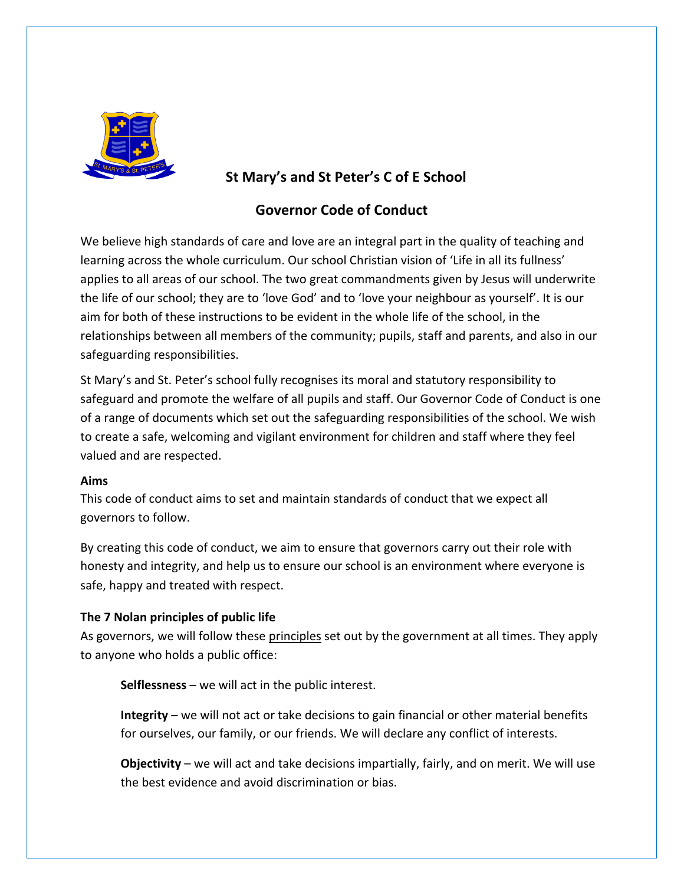# St Mary's and St Peter's C of E School

## Governor Code of Conduct

We believe high standards of care and love are an integral part in the quality of teaching and learning across the whole curriculum. Our school Christian vision of 'Life in all its fullness' applies to all areas of our school. The two great commandments given by Jesus will underwrite the life of our school; they are to 'love God' and to 'love your neighbour as yourself'. It is our aim for both of these instructions to be evident in the whole life of the school, in the relationships between all members of the community; pupils, staff and parents, and also in our safeguarding responsibilities.

St Mary's and St. Peter's school fully recognises its moral and statutory responsibility to safeguard and promote the welfare of all pupils and staff. Our Governor Code of Conduct is one of a range of documents which set out the safeguarding responsibilities of the school. We wish to create a safe, welcoming and vigilant environment for children and staff where they feel valued and are respected.

**Aims**

This code of conduct aims to set and maintain standards of conduct that we expect all governors to follow.

By creating this code of conduct, we aim to ensure that governors carry out their role with honesty and integrity, and help us to ensure our school is an environment where everyone is safe, happy and treated with respect.

**The 7 Nolan principles of public life**

As governors, we will follow these principles set out by the government at all times. They apply to anyone who holds a public office:

**Selflessness** – we will act in the public interest.

**Integrity** – we will not act or take decisions to gain financial or other material benefits for ourselves, our family, or our friends. We will declare any conflict of interests.

**Objectivity** – we will act and take decisions impartially, fairly, and on merit. We will use the best evidence and avoid discrimination or bias.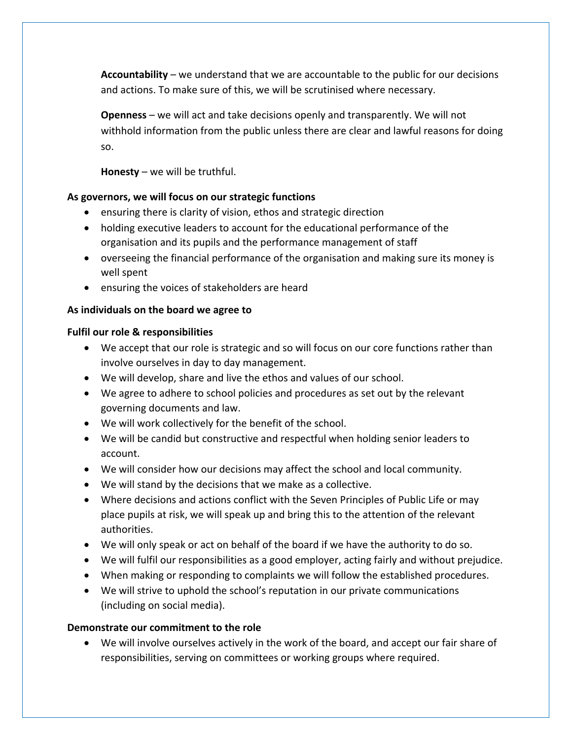**Accountability** – we understand that we are accountable to the public for our decisions and actions. To make sure of this, we will be scrutinised where necessary.

**Openness** – we will act and take decisions openly and transparently. We will not withhold information from the public unless there are clear and lawful reasons for doing so.

**Honesty** – we will be truthful.

**As governors, we will focus on our strategic functions**

- ensuring there is clarity of vision, ethos and strategic direction
- holding executive leaders to account for the educational performance of the organisation and its pupils and the performance management of staff
- overseeing the financial performance of the organisation and making sure its money is well spent
- ensuring the voices of stakeholders are heard

**As individuals on the board we agree to**

**Fulfil our role & responsibilities**

- We accept that our role is strategic and so will focus on our core functions rather than involve ourselves in day to day management.
- We will develop, share and live the ethos and values of our school.
- We agree to adhere to school policies and procedures as set out by the relevant governing documents and law.
- We will work collectively for the benefit of the school.
- We will be candid but constructive and respectful when holding senior leaders to account.
- We will consider how our decisions may affect the school and local community.
- We will stand by the decisions that we make as a collective.
- Where decisions and actions conflict with the Seven Principles of Public Life or may place pupils at risk, we will speak up and bring this to the attention of the relevant authorities.
- We will only speak or act on behalf of the board if we have the authority to do so.
- We will fulfil our responsibilities as a good employer, acting fairly and without prejudice.
- When making or responding to complaints we will follow the established procedures.
- We will strive to uphold the school's reputation in our private communications (including on social media).

**Demonstrate our commitment to the role**

- We will involve ourselves actively in the work of the board, and accept our fair share of responsibilities, serving on committees or working groups where required.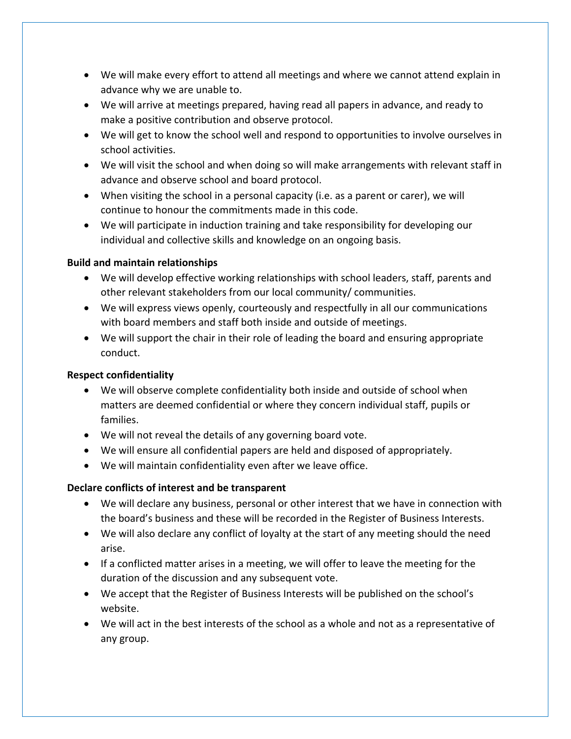- We will make every effort to attend all meetings and where we cannot attend explain in advance why we are unable to.
- We will arrive at meetings prepared, having read all papers in advance, and ready to make a positive contribution and observe protocol.
- We will get to know the school well and respond to opportunities to involve ourselves in school activities.
- We will visit the school and when doing so will make arrangements with relevant staff in advance and observe school and board protocol.
- When visiting the school in a personal capacity (i.e. as a parent or carer), we will continue to honour the commitments made in this code.
- We will participate in induction training and take responsibility for developing our individual and collective skills and knowledge on an ongoing basis.

**Build and maintain relationships**

- We will develop effective working relationships with school leaders, staff, parents and other relevant stakeholders from our local community/ communities.
- We will express views openly, courteously and respectfully in all our communications with board members and staff both inside and outside of meetings.
- We will support the chair in their role of leading the board and ensuring appropriate conduct.

**Respect confidentiality**

- We will observe complete confidentiality both inside and outside of school when matters are deemed confidential or where they concern individual staff, pupils or families.
- We will not reveal the details of any governing board vote.
- We will ensure all confidential papers are held and disposed of appropriately.
- We will maintain confidentiality even after we leave office.

**Declare conflicts of interest and be transparent**

- We will declare any business, personal or other interest that we have in connection with the board's business and these will be recorded in the Register of Business Interests.
- We will also declare any conflict of loyalty at the start of any meeting should the need arise.
- If a conflicted matter arises in a meeting, we will offer to leave the meeting for the duration of the discussion and any subsequent vote.
- We accept that the Register of Business Interests will be published on the school's website.
- We will act in the best interests of the school as a whole and not as a representative of any group.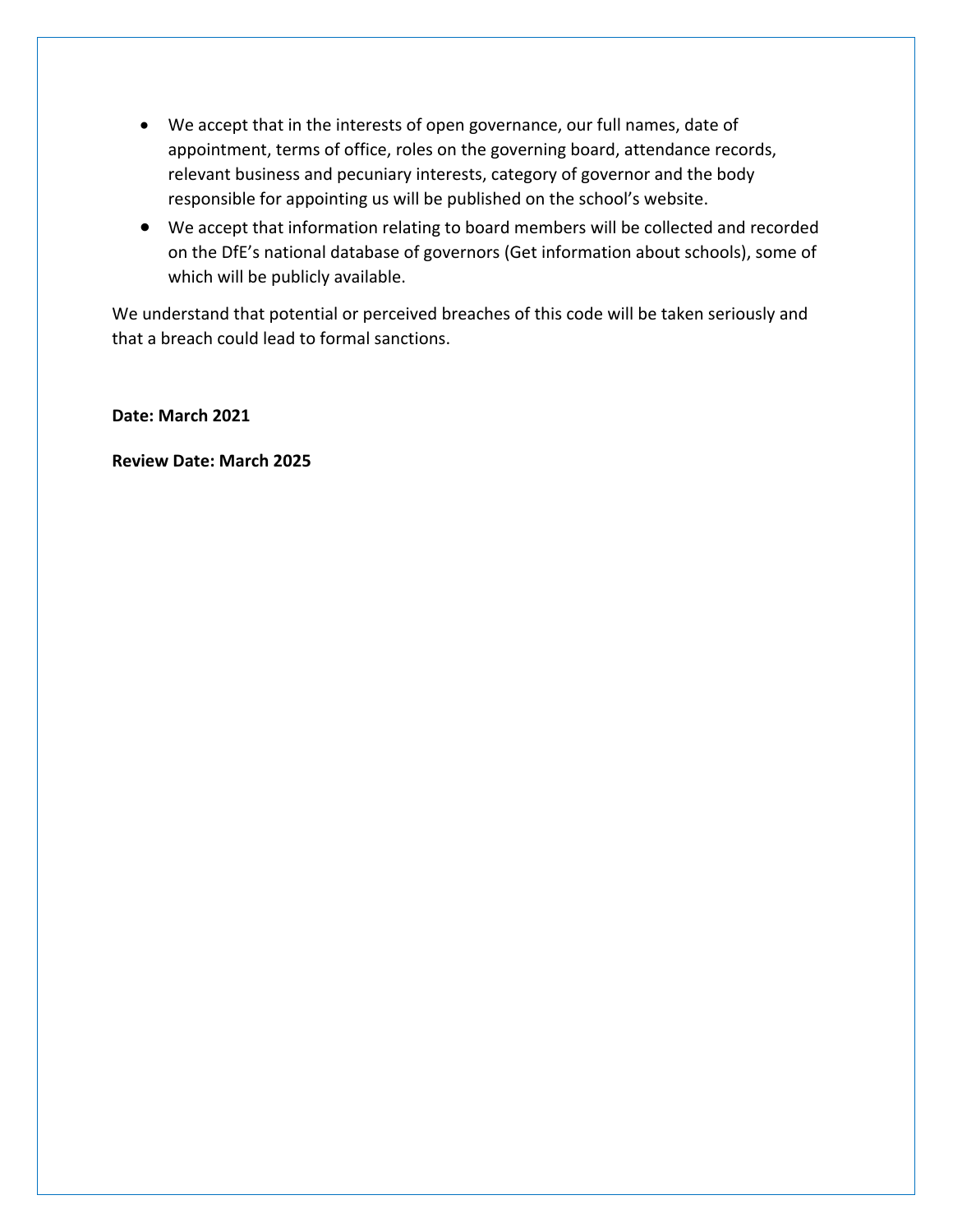- We accept that in the interests of open governance, our full names, date of appointment, terms of office, roles on the governing board, attendance records, relevant business and pecuniary interests, category of governor and the body responsible for appointing us will be published on the school's website.
- We accept that information relating to board members will be collected and recorded on the DfE's national database of governors (Get information about schools), some of which will be publicly available.

We understand that potential or perceived breaches of this code will be taken seriously and that a breach could lead to formal sanctions.

**Date: March 2021**

**Review Date: March 2025**